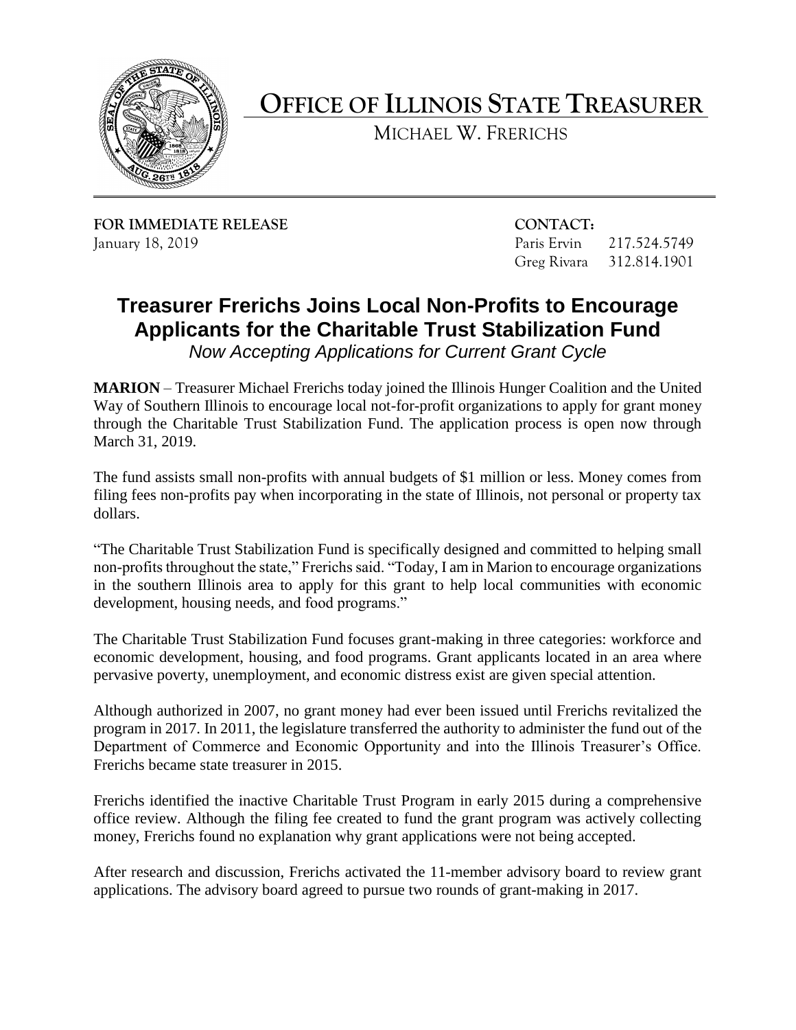# OFFICE OF ILLINOIS STATE TREASURER

MICHAEL W. FRERICHS

**FOR IMMEDIATE RELEASE**
January 18, 2019

**CONTACT:**
Paris Ervin 217.524.5749
Greg Rivara 312.814.1901

## Treasurer Frerichs Joins Local Non-Profits to Encourage Applicants for the Charitable Trust Stabilization Fund

*Now Accepting Applications for Current Grant Cycle*

**MARION** – Treasurer Michael Frerichs today joined the Illinois Hunger Coalition and the United Way of Southern Illinois to encourage local not-for-profit organizations to apply for grant money through the Charitable Trust Stabilization Fund. The application process is open now through March 31, 2019.

The fund assists small non-profits with annual budgets of $1 million or less. Money comes from filing fees non-profits pay when incorporating in the state of Illinois, not personal or property tax dollars.

"The Charitable Trust Stabilization Fund is specifically designed and committed to helping small non-profits throughout the state," Frerichs said. "Today, I am in Marion to encourage organizations in the southern Illinois area to apply for this grant to help local communities with economic development, housing needs, and food programs."

The Charitable Trust Stabilization Fund focuses grant-making in three categories: workforce and economic development, housing, and food programs. Grant applicants located in an area where pervasive poverty, unemployment, and economic distress exist are given special attention.

Although authorized in 2007, no grant money had ever been issued until Frerichs revitalized the program in 2017. In 2011, the legislature transferred the authority to administer the fund out of the Department of Commerce and Economic Opportunity and into the Illinois Treasurer's Office. Frerichs became state treasurer in 2015.

Frerichs identified the inactive Charitable Trust Program in early 2015 during a comprehensive office review. Although the filing fee created to fund the grant program was actively collecting money, Frerichs found no explanation why grant applications were not being accepted.

After research and discussion, Frerichs activated the 11-member advisory board to review grant applications. The advisory board agreed to pursue two rounds of grant-making in 2017.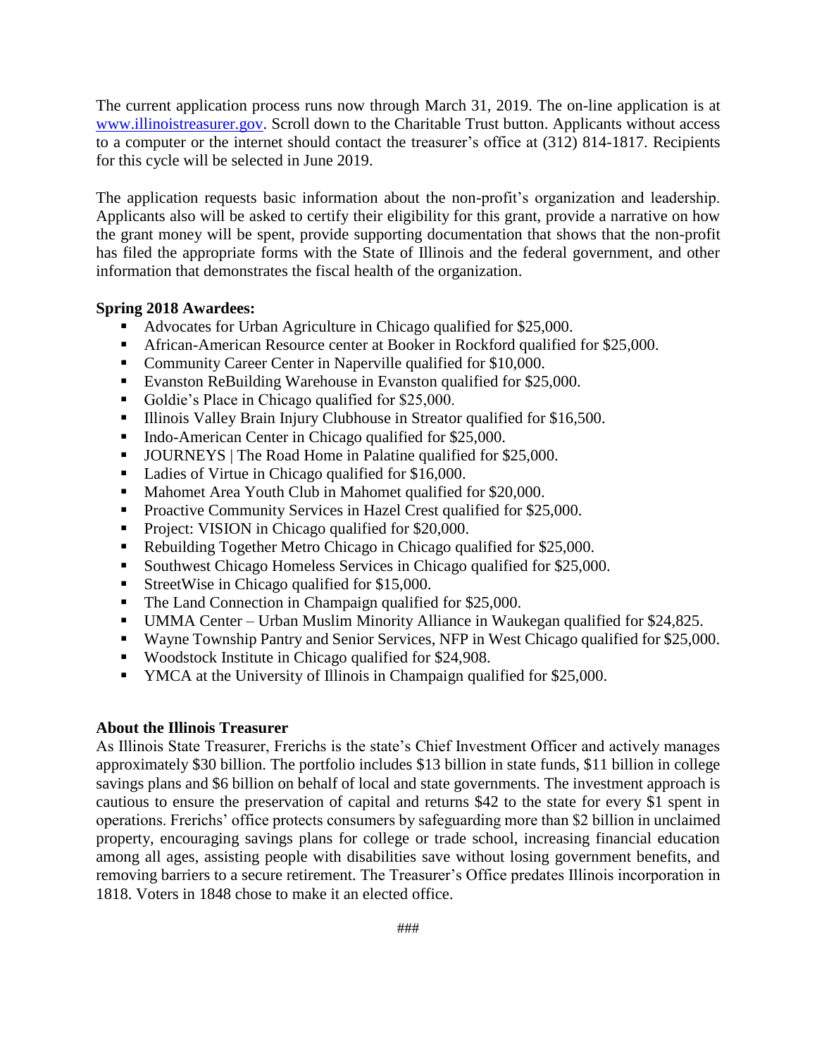The current application process runs now through March 31, 2019. The on-line application is at [www.illinoistreasurer.gov](http://www.illinoistreasurer.gov). Scroll down to the Charitable Trust button. Applicants without access to a computer or the internet should contact the treasurer's office at (312) 814-1817. Recipients for this cycle will be selected in June 2019.

The application requests basic information about the non-profit's organization and leadership. Applicants also will be asked to certify their eligibility for this grant, provide a narrative on how the grant money will be spent, provide supporting documentation that shows that the non-profit has filed the appropriate forms with the State of Illinois and the federal government, and other information that demonstrates the fiscal health of the organization.

**Spring 2018 Awardees:**

- Advocates for Urban Agriculture in Chicago qualified for $25,000.
- African-American Resource center at Booker in Rockford qualified for $25,000.
- Community Career Center in Naperville qualified for $10,000.
- Evanston ReBuilding Warehouse in Evanston qualified for $25,000.
- Goldie's Place in Chicago qualified for $25,000.
- Illinois Valley Brain Injury Clubhouse in Streator qualified for $16,500.
- Indo-American Center in Chicago qualified for $25,000.
- JOURNEYS | The Road Home in Palatine qualified for $25,000.
- Ladies of Virtue in Chicago qualified for $16,000.
- Mahomet Area Youth Club in Mahomet qualified for $20,000.
- Proactive Community Services in Hazel Crest qualified for $25,000.
- Project: VISION in Chicago qualified for $20,000.
- Rebuilding Together Metro Chicago in Chicago qualified for $25,000.
- Southwest Chicago Homeless Services in Chicago qualified for $25,000.
- StreetWise in Chicago qualified for $15,000.
- The Land Connection in Champaign qualified for $25,000.
- UMMA Center – Urban Muslim Minority Alliance in Waukegan qualified for $24,825.
- Wayne Township Pantry and Senior Services, NFP in West Chicago qualified for $25,000.
- Woodstock Institute in Chicago qualified for $24,908.
- YMCA at the University of Illinois in Champaign qualified for $25,000.

**About the Illinois Treasurer**

As Illinois State Treasurer, Frerichs is the state's Chief Investment Officer and actively manages approximately $30 billion. The portfolio includes $13 billion in state funds, $11 billion in college savings plans and $6 billion on behalf of local and state governments. The investment approach is cautious to ensure the preservation of capital and returns $42 to the state for every $1 spent in operations. Frerichs' office protects consumers by safeguarding more than $2 billion in unclaimed property, encouraging savings plans for college or trade school, increasing financial education among all ages, assisting people with disabilities save without losing government benefits, and removing barriers to a secure retirement. The Treasurer's Office predates Illinois incorporation in 1818. Voters in 1848 chose to make it an elected office.

###